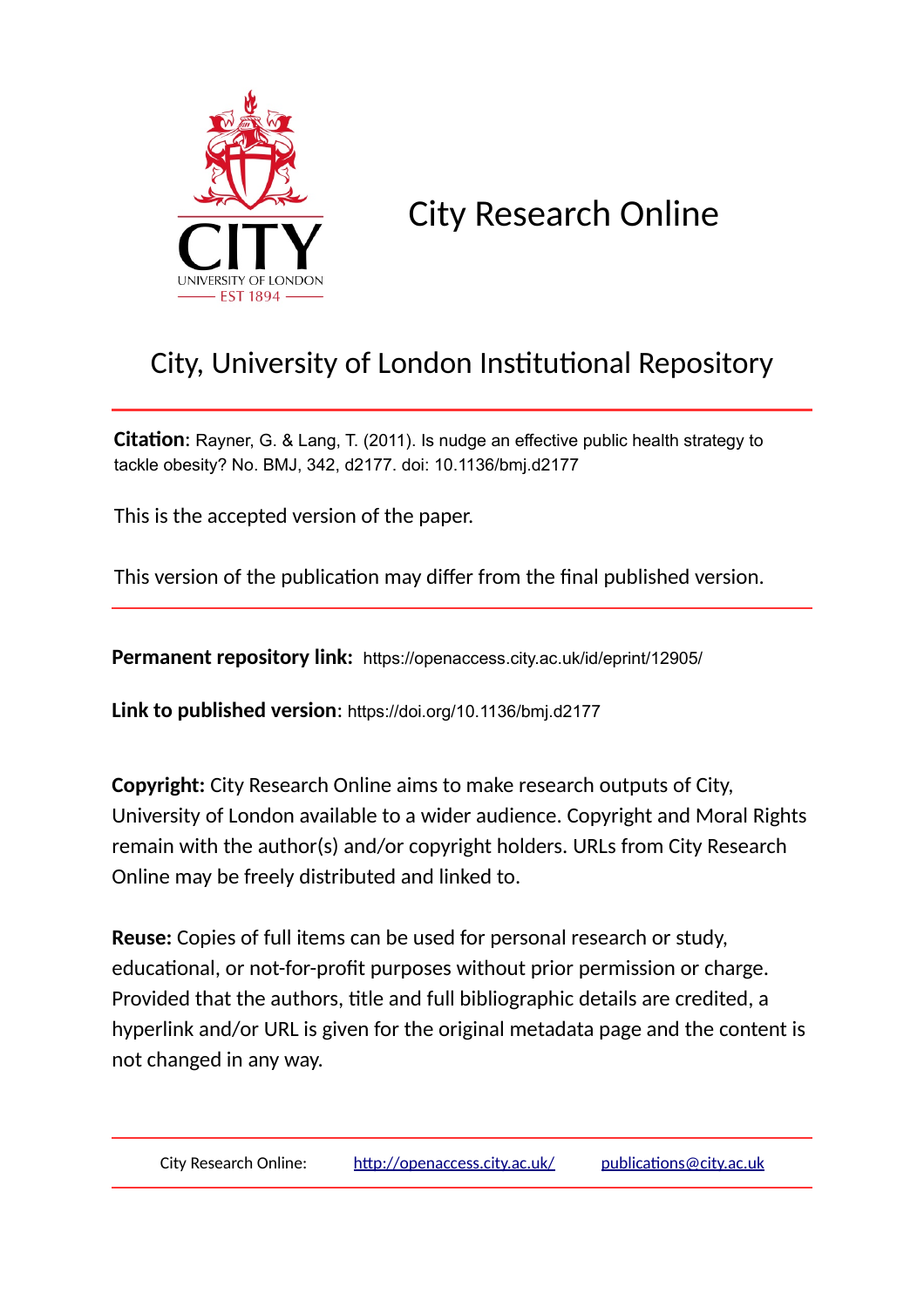CITY
UNIVERSITY OF LONDON
EST 1894

# City Research Online

## City, University of London Institutional Repository

**Citation**: Rayner, G. & Lang, T. (2011). Is nudge an effective public health strategy to tackle obesity? No. BMJ, 342, d2177. doi: 10.1136/bmj.d2177

This is the accepted version of the paper.

This version of the publication may differ from the final published version.

**Permanent repository link:** https://openaccess.city.ac.uk/id/eprint/12905/

**Link to published version**: https://doi.org/10.1136/bmj.d2177

**Copyright:** City Research Online aims to make research outputs of City, University of London available to a wider audience. Copyright and Moral Rights remain with the author(s) and/or copyright holders. URLs from City Research Online may be freely distributed and linked to.

**Reuse:** Copies of full items can be used for personal research or study, educational, or not-for-profit purposes without prior permission or charge. Provided that the authors, title and full bibliographic details are credited, a hyperlink and/or URL is given for the original metadata page and the content is not changed in any way.

City Research Online: http://openaccess.city.ac.uk/ publications@city.ac.uk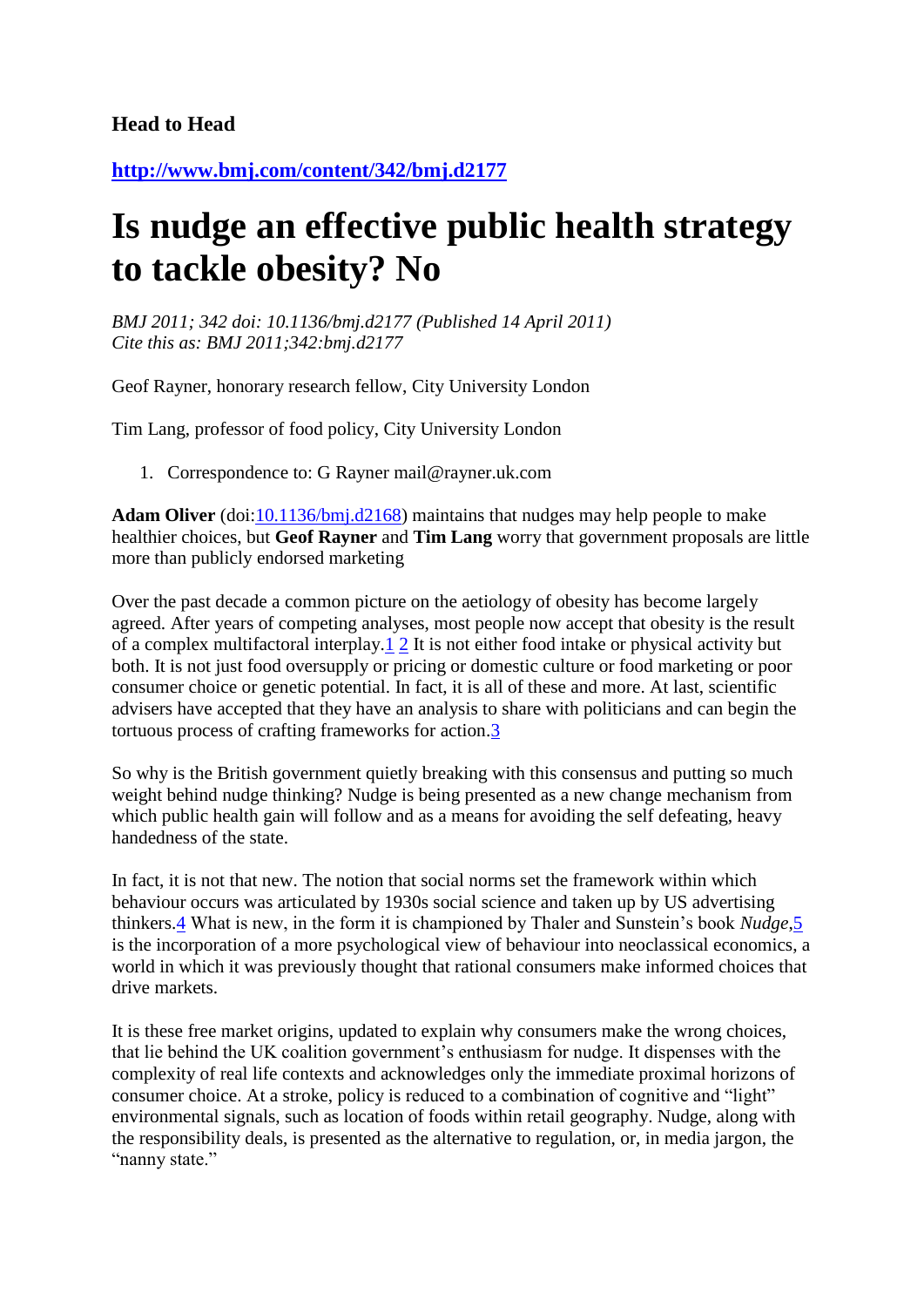**Head to Head**

**http://www.bmj.com/content/342/bmj.d2177**

# Is nudge an effective public health strategy to tackle obesity? No

*BMJ 2011; 342 doi: 10.1136/bmj.d2177 (Published 14 April 2011)*
*Cite this as: BMJ 2011;342:bmj.d2177*

Geof Rayner, honorary research fellow, City University London

Tim Lang, professor of food policy, City University London

1. Correspondence to: G Rayner mail@rayner.uk.com

**Adam Oliver** (doi:10.1136/bmj.d2168) maintains that nudges may help people to make healthier choices, but **Geof Rayner** and **Tim Lang** worry that government proposals are little more than publicly endorsed marketing

Over the past decade a common picture on the aetiology of obesity has become largely agreed. After years of competing analyses, most people now accept that obesity is the result of a complex multifactoral interplay.[1] [2] It is not either food intake or physical activity but both. It is not just food oversupply or pricing or domestic culture or food marketing or poor consumer choice or genetic potential. In fact, it is all of these and more. At last, scientific advisers have accepted that they have an analysis to share with politicians and can begin the tortuous process of crafting frameworks for action.[3]

So why is the British government quietly breaking with this consensus and putting so much weight behind nudge thinking? Nudge is being presented as a new change mechanism from which public health gain will follow and as a means for avoiding the self defeating, heavy handedness of the state.

In fact, it is not that new. The notion that social norms set the framework within which behaviour occurs was articulated by 1930s social science and taken up by US advertising thinkers.[4] What is new, in the form it is championed by Thaler and Sunstein's book *Nudge*,[5] is the incorporation of a more psychological view of behaviour into neoclassical economics, a world in which it was previously thought that rational consumers make informed choices that drive markets.

It is these free market origins, updated to explain why consumers make the wrong choices, that lie behind the UK coalition government's enthusiasm for nudge. It dispenses with the complexity of real life contexts and acknowledges only the immediate proximal horizons of consumer choice. At a stroke, policy is reduced to a combination of cognitive and "light" environmental signals, such as location of foods within retail geography. Nudge, along with the responsibility deals, is presented as the alternative to regulation, or, in media jargon, the "nanny state."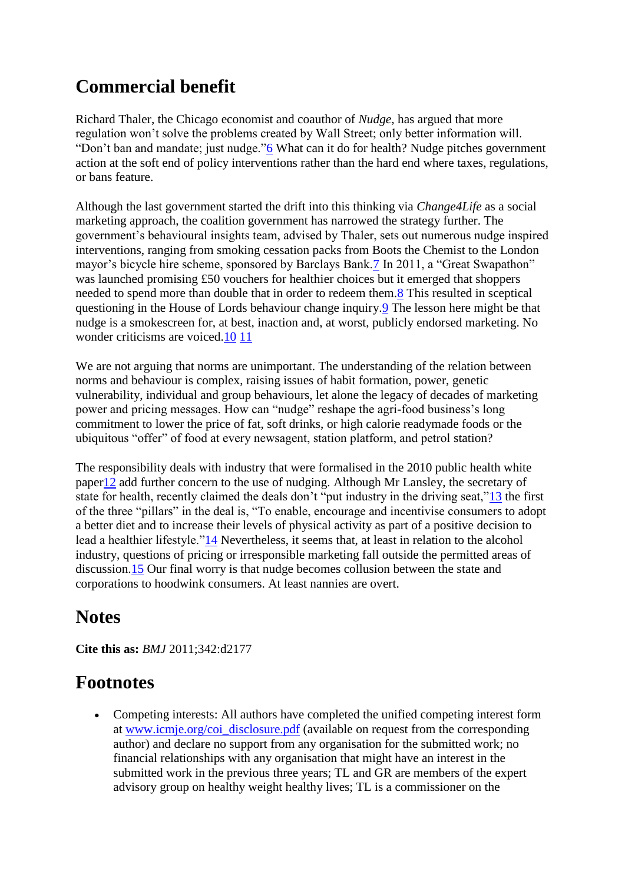## Commercial benefit

Richard Thaler, the Chicago economist and coauthor of *Nudge*, has argued that more regulation won't solve the problems created by Wall Street; only better information will. "Don't ban and mandate; just nudge."[6] What can it do for health? Nudge pitches government action at the soft end of policy interventions rather than the hard end where taxes, regulations, or bans feature.

Although the last government started the drift into this thinking via *Change4Life* as a social marketing approach, the coalition government has narrowed the strategy further. The government's behavioural insights team, advised by Thaler, sets out numerous nudge inspired interventions, ranging from smoking cessation packs from Boots the Chemist to the London mayor's bicycle hire scheme, sponsored by Barclays Bank.[7] In 2011, a "Great Swapathon" was launched promising £50 vouchers for healthier choices but it emerged that shoppers needed to spend more than double that in order to redeem them.[8] This resulted in sceptical questioning in the House of Lords behaviour change inquiry.[9] The lesson here might be that nudge is a smokescreen for, at best, inaction and, at worst, publicly endorsed marketing. No wonder criticisms are voiced.[10] [11]

We are not arguing that norms are unimportant. The understanding of the relation between norms and behaviour is complex, raising issues of habit formation, power, genetic vulnerability, individual and group behaviours, let alone the legacy of decades of marketing power and pricing messages. How can "nudge" reshape the agri-food business's long commitment to lower the price of fat, soft drinks, or high calorie readymade foods or the ubiquitous "offer" of food at every newsagent, station platform, and petrol station?

The responsibility deals with industry that were formalised in the 2010 public health white paper[12] add further concern to the use of nudging. Although Mr Lansley, the secretary of state for health, recently claimed the deals don't "put industry in the driving seat,"[13] the first of the three "pillars" in the deal is, "To enable, encourage and incentivise consumers to adopt a better diet and to increase their levels of physical activity as part of a positive decision to lead a healthier lifestyle."[14] Nevertheless, it seems that, at least in relation to the alcohol industry, questions of pricing or irresponsible marketing fall outside the permitted areas of discussion.[15] Our final worry is that nudge becomes collusion between the state and corporations to hoodwink consumers. At least nannies are overt.

## Notes

**Cite this as:** *BMJ* 2011;342:d2177

## Footnotes

- Competing interests: All authors have completed the unified competing interest form at www.icmje.org/coi_disclosure.pdf (available on request from the corresponding author) and declare no support from any organisation for the submitted work; no financial relationships with any organisation that might have an interest in the submitted work in the previous three years; TL and GR are members of the expert advisory group on healthy weight healthy lives; TL is a commissioner on the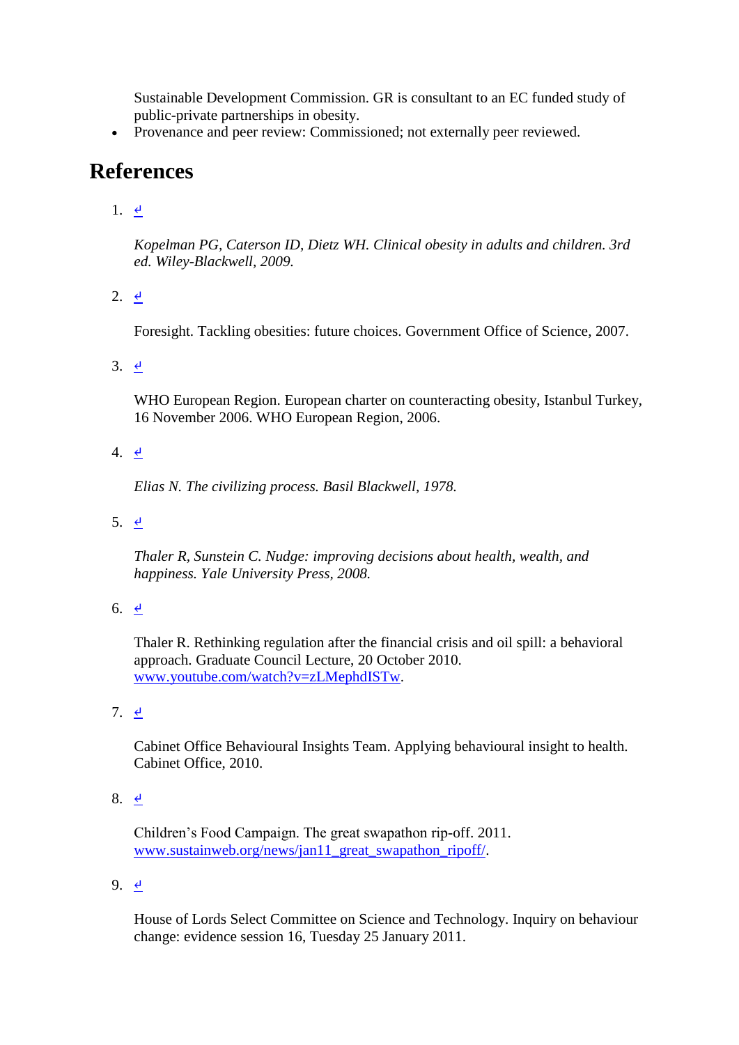Sustainable Development Commission. GR is consultant to an EC funded study of public-private partnerships in obesity.

- Provenance and peer review: Commissioned; not externally peer reviewed.

## References

1. ↲

   *Kopelman PG, Caterson ID, Dietz WH. Clinical obesity in adults and children. 3rd ed. Wiley-Blackwell, 2009.*

2. ↲

   Foresight. Tackling obesities: future choices. Government Office of Science, 2007.

3. ↲

   WHO European Region. European charter on counteracting obesity, Istanbul Turkey, 16 November 2006. WHO European Region, 2006.

4. ↲

   *Elias N. The civilizing process. Basil Blackwell, 1978.*

5. ↲

   *Thaler R, Sunstein C. Nudge: improving decisions about health, wealth, and happiness. Yale University Press, 2008.*

6. ↲

   Thaler R. Rethinking regulation after the financial crisis and oil spill: a behavioral approach. Graduate Council Lecture, 20 October 2010. www.youtube.com/watch?v=zLMephdISTw.

7. ↲

   Cabinet Office Behavioural Insights Team. Applying behavioural insight to health. Cabinet Office, 2010.

8. ↲

   Children's Food Campaign. The great swapathon rip-off. 2011. www.sustainweb.org/news/jan11_great_swapathon_ripoff/.

9. ↲

   House of Lords Select Committee on Science and Technology. Inquiry on behaviour change: evidence session 16, Tuesday 25 January 2011.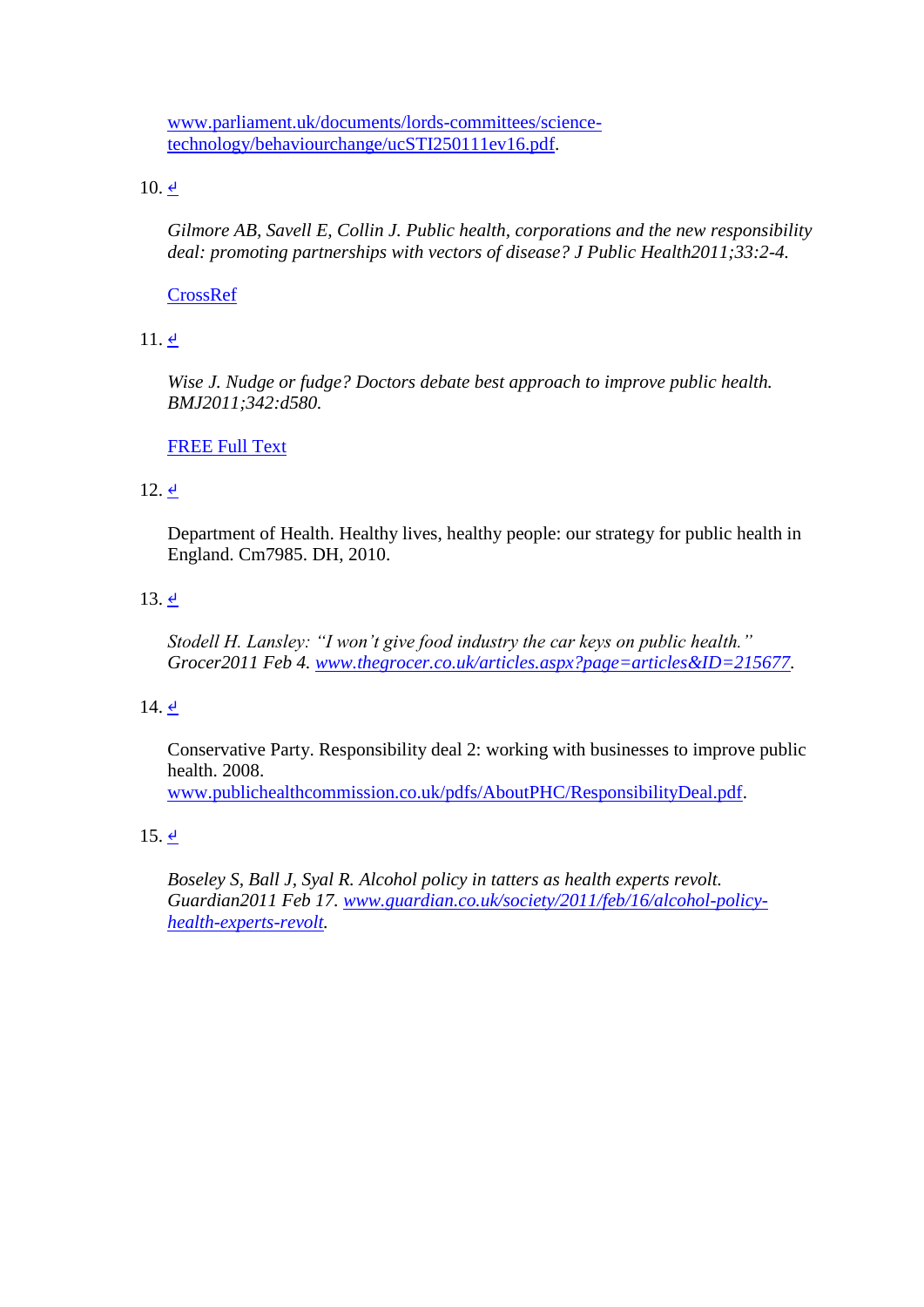www.parliament.uk/documents/lords-committees/science-technology/behaviourchange/ucSTI250111ev16.pdf.

10. ↲

    *Gilmore AB, Savell E, Collin J. Public health, corporations and the new responsibility deal: promoting partnerships with vectors of disease? J Public Health2011;33:2-4.*

    CrossRef

11. ↲

    *Wise J. Nudge or fudge? Doctors debate best approach to improve public health. BMJ2011;342:d580.*

    FREE Full Text

12. ↲

    Department of Health. Healthy lives, healthy people: our strategy for public health in England. Cm7985. DH, 2010.

13. ↲

    *Stodell H. Lansley: "I won't give food industry the car keys on public health." Grocer2011 Feb 4. www.thegrocer.co.uk/articles.aspx?page=articles&ID=215677.*

14. ↲

    Conservative Party. Responsibility deal 2: working with businesses to improve public health. 2008. www.publichealthcommission.co.uk/pdfs/AboutPHC/ResponsibilityDeal.pdf.

15. ↲

    *Boseley S, Ball J, Syal R. Alcohol policy in tatters as health experts revolt. Guardian2011 Feb 17. www.guardian.co.uk/society/2011/feb/16/alcohol-policy-health-experts-revolt.*